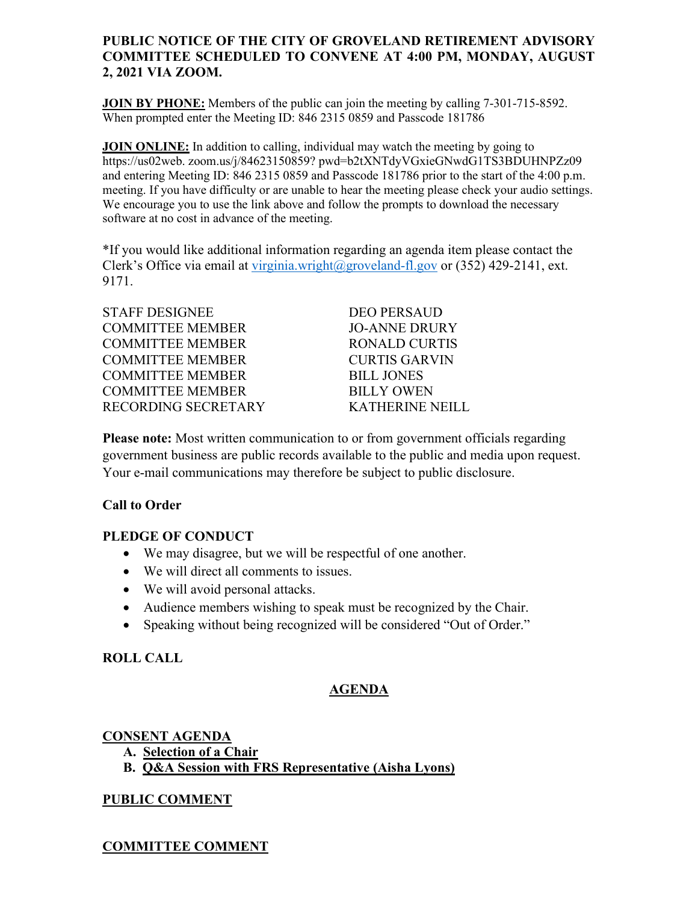**PUBLIC NOTICE OF THE CITY OF GROVELAND RETIREMENT ADVISORY COMMITTEE SCHEDULED TO CONVENE AT 4:00 PM, MONDAY, AUGUST 2, 2021 VIA ZOOM.**

**JOIN BY PHONE:** Members of the public can join the meeting by calling 7-301-715-8592. When prompted enter the Meeting ID: 846 2315 0859 and Passcode 181786

**JOIN ONLINE:** In addition to calling, individual may watch the meeting by going to https://us02web. zoom.us/j/84623150859? pwd=b2tXNTdyVGxieGNwdG1TS3BDUHNPZz09 and entering Meeting ID: 846 2315 0859 and Passcode 181786 prior to the start of the 4:00 p.m. meeting. If you have difficulty or are unable to hear the meeting please check your audio settings. We encourage you to use the link above and follow the prompts to download the necessary software at no cost in advance of the meeting.

*If you would like additional information regarding an agenda item please contact the Clerk's Office via email at virginia.wright@groveland-fl.gov or (352) 429-2141, ext. 9171.

| | |
|---|---|
| STAFF DESIGNEE | DEO PERSAUD |
| COMMITTEE MEMBER | JO-ANNE DRURY |
| COMMITTEE MEMBER | RONALD CURTIS |
| COMMITTEE MEMBER | CURTIS GARVIN |
| COMMITTEE MEMBER | BILL JONES |
| COMMITTEE MEMBER | BILLY OWEN |
| RECORDING SECRETARY | KATHERINE NEILL |

**Please note:** Most written communication to or from government officials regarding government business are public records available to the public and media upon request. Your e-mail communications may therefore be subject to public disclosure.

**Call to Order**

**PLEDGE OF CONDUCT**

- We may disagree, but we will be respectful of one another.
- We will direct all comments to issues.
- We will avoid personal attacks.
- Audience members wishing to speak must be recognized by the Chair.
- Speaking without being recognized will be considered "Out of Order."

**ROLL CALL**

## AGENDA

**CONSENT AGENDA**

A. **Selection of a Chair**
B. **Q&A Session with FRS Representative (Aisha Lyons)**

**PUBLIC COMMENT**

**COMMITTEE COMMENT**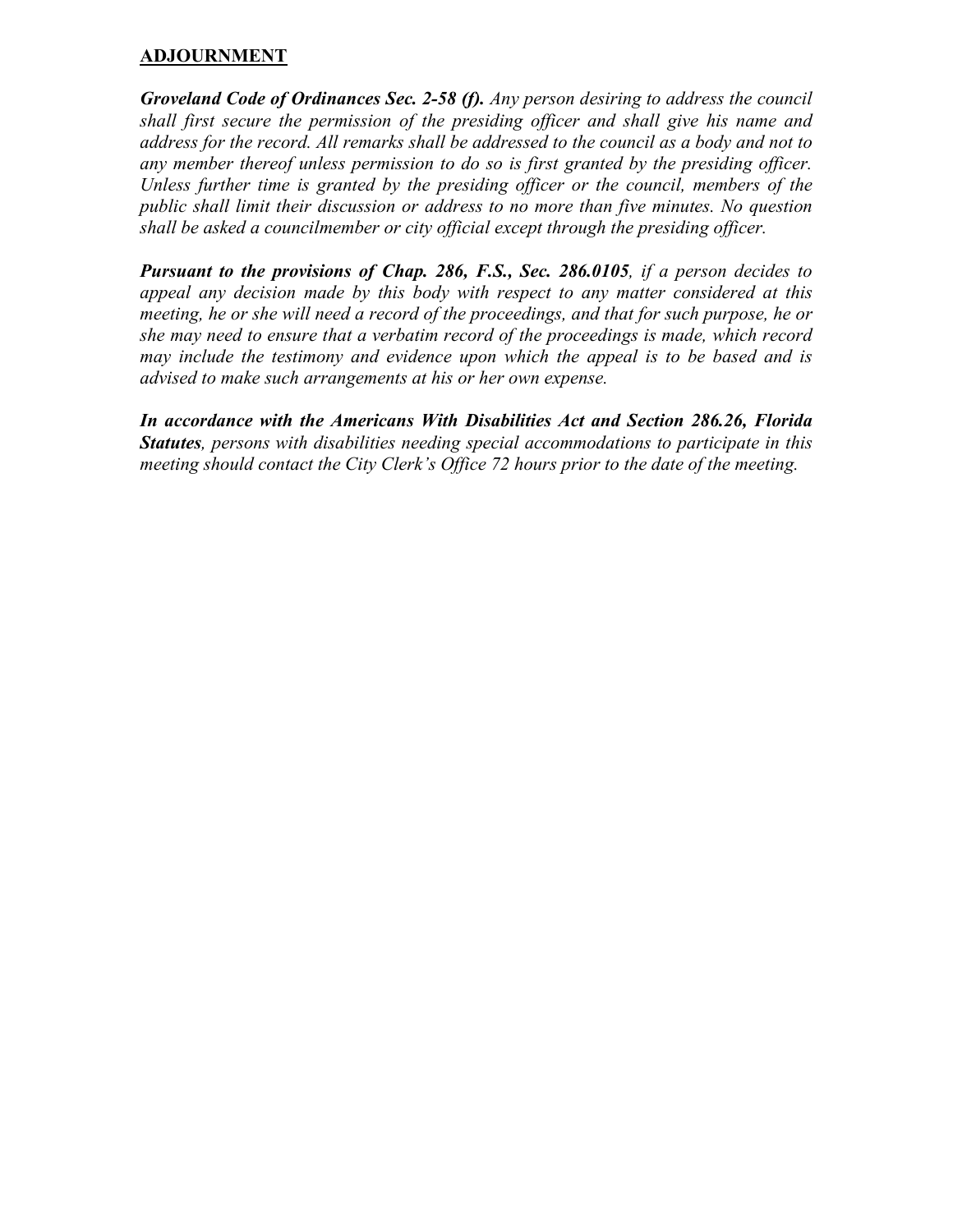**ADJOURNMENT**

***Groveland Code of Ordinances Sec. 2-58 (f).*** *Any person desiring to address the council shall first secure the permission of the presiding officer and shall give his name and address for the record. All remarks shall be addressed to the council as a body and not to any member thereof unless permission to do so is first granted by the presiding officer. Unless further time is granted by the presiding officer or the council, members of the public shall limit their discussion or address to no more than five minutes. No question shall be asked a councilmember or city official except through the presiding officer.*

***Pursuant to the provisions of Chap. 286, F.S., Sec. 286.0105****, if a person decides to appeal any decision made by this body with respect to any matter considered at this meeting, he or she will need a record of the proceedings, and that for such purpose, he or she may need to ensure that a verbatim record of the proceedings is made, which record may include the testimony and evidence upon which the appeal is to be based and is advised to make such arrangements at his or her own expense.*

***In accordance with the Americans With Disabilities Act and Section 286.26, Florida Statutes****, persons with disabilities needing special accommodations to participate in this meeting should contact the City Clerk's Office 72 hours prior to the date of the meeting.*